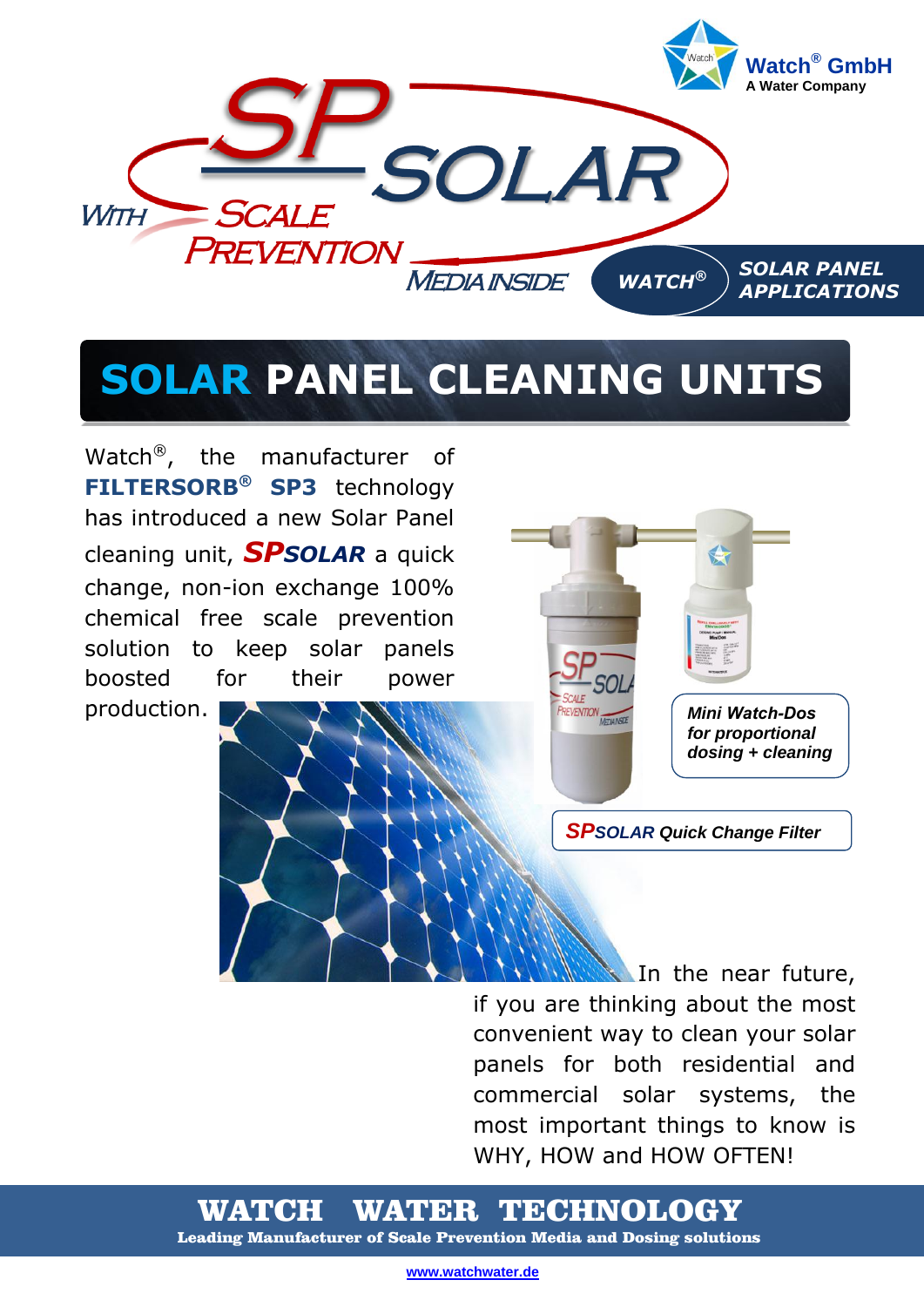Watch® GmbH
A Water Company

SP SOLAR
WITH SCALE PREVENTION MEDIA INSIDE

WATCH® SOLAR PANEL APPLICATIONS

# SOLAR PANEL CLEANING UNITS

Watch®, the manufacturer of **FILTERSORB® SP3** technology has introduced a new Solar Panel cleaning unit, ***SPSOLAR*** a quick change, non-ion exchange 100% chemical free scale prevention solution to keep solar panels boosted for their power production.

*Mini Watch-Dos for proportional dosing + cleaning*

***SPSOLAR Quick Change Filter***

In the near future, if you are thinking about the most convenient way to clean your solar panels for both residential and commercial solar systems, the most important things to know is WHY, HOW and HOW OFTEN!

**WATCH WATER TECHNOLOGY**

**Leading Manufacturer of Scale Prevention Media and Dosing solutions**

www.watchwater.de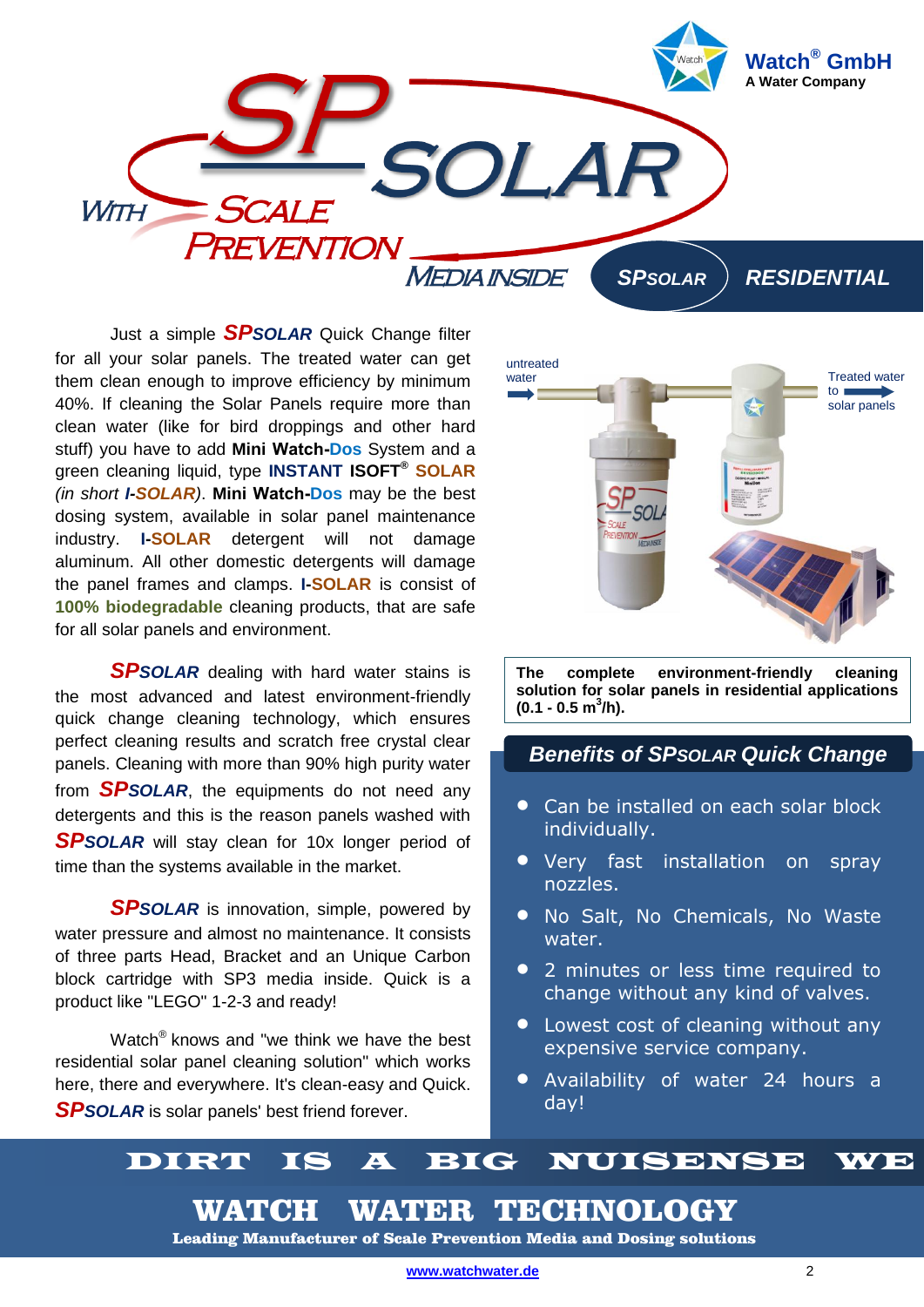**Watch® GmbH**
**A Water Company**

# SP SOLAR

WITH SCALE PREVENTION MEDIA INSIDE

**SPSOLAR** **RESIDENTIAL**

Just a simple ***SPSOLAR*** Quick Change filter for all your solar panels. The treated water can get them clean enough to improve efficiency by minimum 40%. If cleaning the Solar Panels require more than clean water (like for bird droppings and other hard stuff) you have to add **Mini Watch-Dos** System and a green cleaning liquid, type **INSTANT ISOFT® SOLAR** *(in short* ***I-SOLAR****)*. **Mini Watch-Dos** may be the best dosing system, available in solar panel maintenance industry. **I-SOLAR** detergent will not damage aluminum. All other domestic detergents will damage the panel frames and clamps. **I-SOLAR** is consist of **100% biodegradable** cleaning products, that are safe for all solar panels and environment.

***SPSOLAR*** dealing with hard water stains is the most advanced and latest environment-friendly quick change cleaning technology, which ensures perfect cleaning results and scratch free crystal clear panels. Cleaning with more than 90% high purity water from ***SPSOLAR***, the equipments do not need any detergents and this is the reason panels washed with ***SPSOLAR*** will stay clean for 10x longer period of time than the systems available in the market.

***SPSOLAR*** is innovation, simple, powered by water pressure and almost no maintenance. It consists of three parts Head, Bracket and an Unique Carbon block cartridge with SP3 media inside. Quick is a product like "LEGO" 1-2-3 and ready!

Watch® knows and "we think we have the best residential solar panel cleaning solution" which works here, there and everywhere. It's clean-easy and Quick. ***SPSOLAR*** is solar panels' best friend forever.

untreated water → Treated water to solar panels

**The complete environment-friendly cleaning solution for solar panels in residential applications (0.1 - 0.5 $m^3$/h).**

## *Benefits of SPSOLAR Quick Change*

- Can be installed on each solar block individually.
- Very fast installation on spray nozzles.
- No Salt, No Chemicals, No Waste water.
- 2 minutes or less time required to change without any kind of valves.
- Lowest cost of cleaning without any expensive service company.
- Availability of water 24 hours a day!

**DIRT IS A BIG NUISENSE WE**

**WATCH WATER TECHNOLOGY**

**Leading Manufacturer of Scale Prevention Media and Dosing solutions**

www.watchwater.de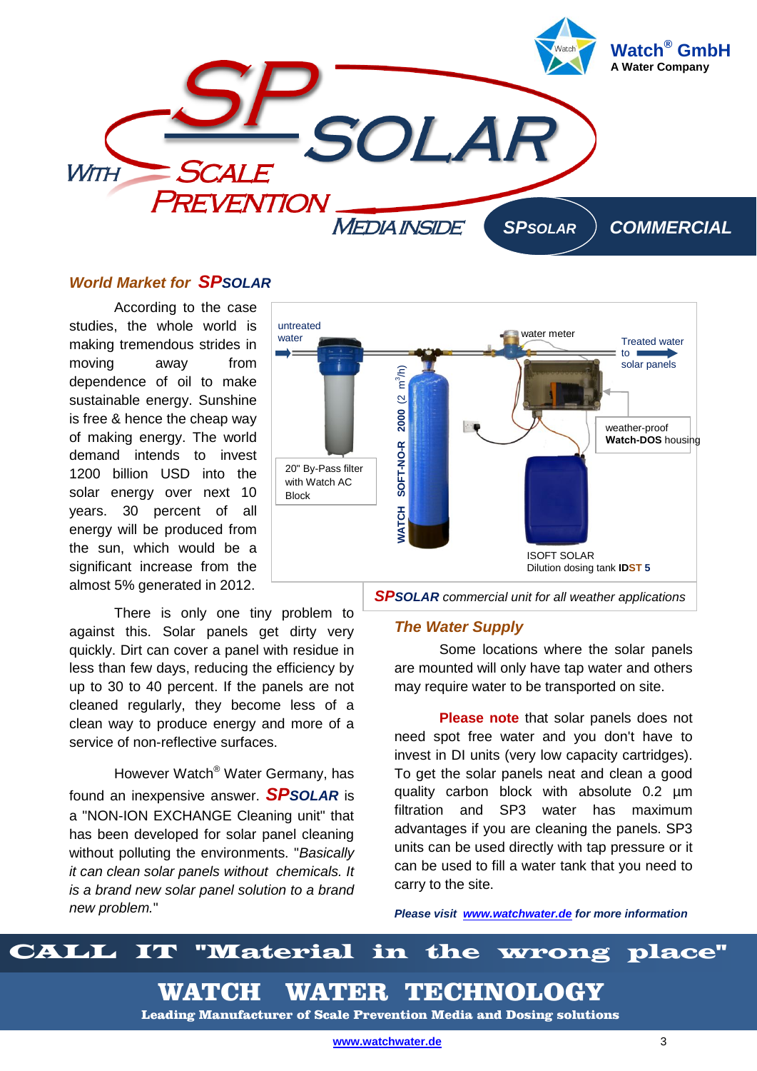# SP SOLAR WITH SCALE PREVENTION MEDIA INSIDE

**SPSOLAR** | **COMMERCIAL**

Watch® GmbH
A Water Company

### *World Market for SPSOLAR*

According to the case studies, the whole world is making tremendous strides in moving away from dependence of oil to make sustainable energy. Sunshine is free & hence the cheap way of making energy. The world demand intends to invest 1200 billion USD into the solar energy over next 10 years. 30 percent of all energy will be produced from the sun, which would be a significant increase from the almost 5% generated in 2012.

There is only one tiny problem to against this. Solar panels get dirty very quickly. Dirt can cover a panel with residue in less than few days, reducing the efficiency by up to 30 to 40 percent. If the panels are not cleaned regularly, they become less of a clean way to produce energy and more of a service of non-reflective surfaces.

However Watch® Water Germany, has found an inexpensive answer. ***SPSOLAR*** is a "NON-ION EXCHANGE Cleaning unit" that has been developed for solar panel cleaning without polluting the environments. "*Basically it can clean solar panels without chemicals. It is a brand new solar panel solution to a brand new problem.*"

untreated water — 20" By-Pass filter with Watch AC Block — WATCH SOFT-NO-R 2000 (2 $m^3/h$) — water meter — Treated water to solar panels — weather-proof **Watch-DOS** housing — ISOFT SOLAR Dilution dosing tank **IDST 5**

***SPSOLAR** commercial unit for all weather applications*

### *The Water Supply*

Some locations where the solar panels are mounted will only have tap water and others may require water to be transported on site.

**Please note** that solar panels does not need spot free water and you don't have to invest in DI units (very low capacity cartridges). To get the solar panels neat and clean a good quality carbon block with absolute 0.2 µm filtration and SP3 water has maximum advantages if you are cleaning the panels. SP3 units can be used directly with tap pressure or it can be used to fill a water tank that you need to carry to the site.

***Please visit www.watchwater.de for more information***

**CALL IT "Material in the wrong place"**

**WATCH WATER TECHNOLOGY**

**Leading Manufacturer of Scale Prevention Media and Dosing solutions**

www.watchwater.de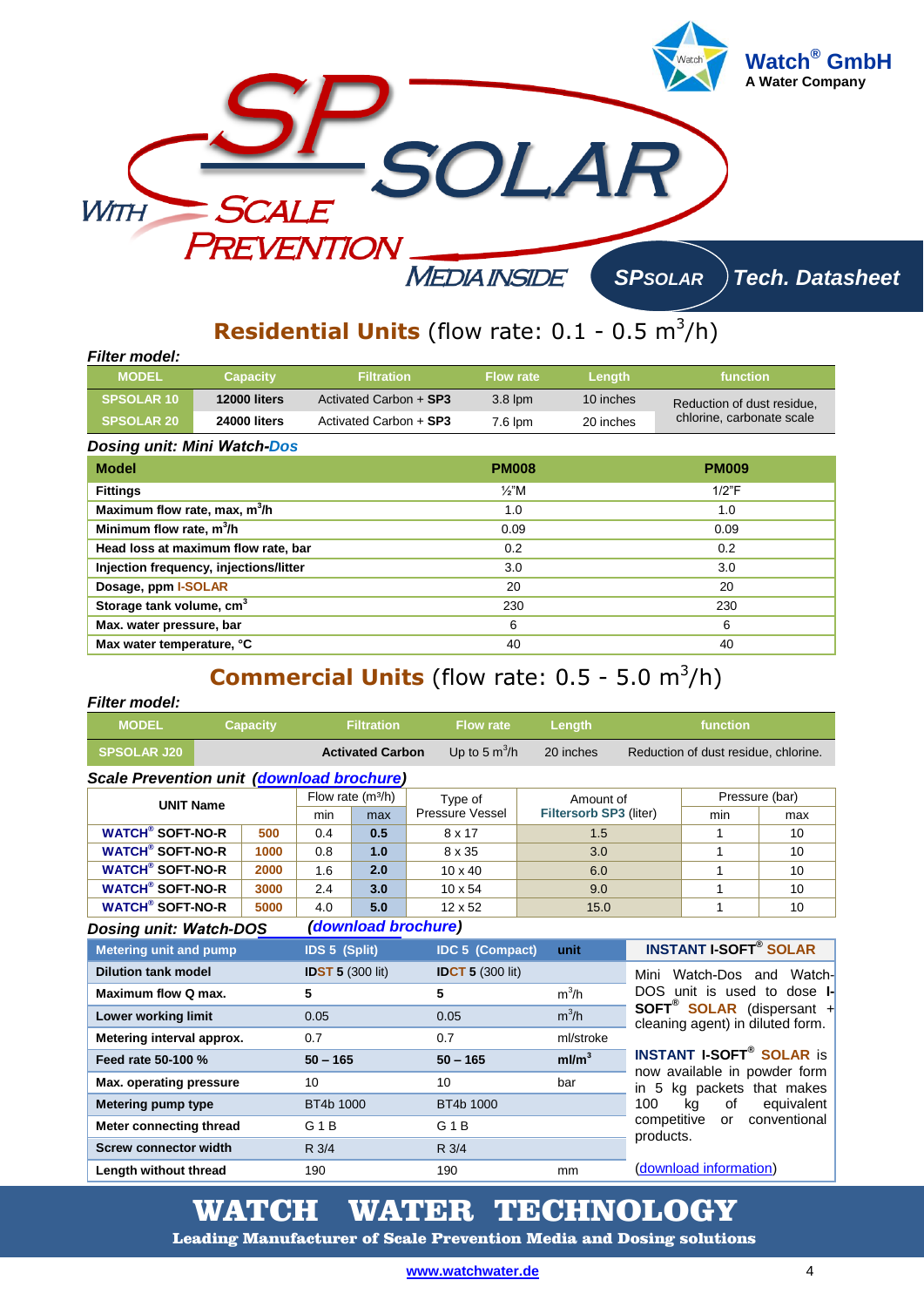Watch® GmbH
A Water Company

SP SOLAR
WITH SCALE PREVENTION
MEDIA INSIDE

SPSOLAR Tech. Datasheet

## Residential Units (flow rate: 0.1 - 0.5 m$^3$/h)

*Filter model:*

| MODEL | Capacity | Filtration | Flow rate | Length | function |
|---|---|---|---|---|---|
| SPSOLAR 10 | 12000 liters | Activated Carbon + SP3 | 3.8 lpm | 10 inches | Reduction of dust residue, chlorine, carbonate scale |
| SPSOLAR 20 | 24000 liters | Activated Carbon + SP3 | 7.6 lpm | 20 inches | |

*Dosing unit: Mini Watch-Dos*

| Model | PM008 | PM009 |
|---|---|---|
| Fittings | ½"M | 1/2"F |
| Maximum flow rate, max, m$^3$/h | 1.0 | 1.0 |
| Minimum flow rate, m$^3$/h | 0.09 | 0.09 |
| Head loss at maximum flow rate, bar | 0.2 | 0.2 |
| Injection frequency, injections/litter | 3.0 | 3.0 |
| Dosage, ppm I-SOLAR | 20 | 20 |
| Storage tank volume, cm$^3$ | 230 | 230 |
| Max. water pressure, bar | 6 | 6 |
| Max water temperature, °C | 40 | 40 |

## Commercial Units (flow rate: 0.5 - 5.0 m$^3$/h)

*Filter model:*

| MODEL | Capacity | Filtration | Flow rate | Length | function |
|---|---|---|---|---|---|
| SPSOLAR J20 | | Activated Carbon | Up to 5 m$^3$/h | 20 inches | Reduction of dust residue, chlorine. |

*Scale Prevention unit (download brochure)*

| UNIT Name | | Flow rate (m³/h) | | Type of Pressure Vessel | Amount of Filtersorb SP3 (liter) | Pressure (bar) | |
|---|---|---|---|---|---|---|---|
| | | min | max | | | min | max |
| WATCH® SOFT-NO-R | 500 | 0.4 | 0.5 | 8 x 17 | 1.5 | 1 | 10 |
| WATCH® SOFT-NO-R | 1000 | 0.8 | 1.0 | 8 x 35 | 3.0 | 1 | 10 |
| WATCH® SOFT-NO-R | 2000 | 1.6 | 2.0 | 10 x 40 | 6.0 | 1 | 10 |
| WATCH® SOFT-NO-R | 3000 | 2.4 | 3.0 | 10 x 54 | 9.0 | 1 | 10 |
| WATCH® SOFT-NO-R | 5000 | 4.0 | 5.0 | 12 x 52 | 15.0 | 1 | 10 |

*Dosing unit: Watch-DOS* *(download brochure)*

| Metering unit and pump | IDS 5 (Split) | IDC 5 (Compact) | unit |
|---|---|---|---|
| Dilution tank model | IDST 5 (300 lit) | IDCT 5 (300 lit) | |
| Maximum flow Q max. | 5 | 5 | m$^3$/h |
| Lower working limit | 0.05 | 0.05 | m$^3$/h |
| Metering interval approx. | 0.7 | 0.7 | ml/stroke |
| Feed rate 50-100 % | 50 – 165 | 50 – 165 | ml/m$^3$ |
| Max. operating pressure | 10 | 10 | bar |
| Metering pump type | BT4b 1000 | BT4b 1000 | |
| Meter connecting thread | G 1 B | G 1 B | |
| Screw connector width | R 3/4 | R 3/4 | |
| Length without thread | 190 | 190 | mm |

**INSTANT I-SOFT® SOLAR**

Mini Watch-Dos and Watch-DOS unit is used to dose **I-SOFT® SOLAR** (dispersant + cleaning agent) in diluted form.

**INSTANT I-SOFT® SOLAR** is now available in powder form in 5 kg packets that makes 100 kg of equivalent competitive or conventional products.

(download information)

**WATCH WATER TECHNOLOGY**

**Leading Manufacturer of Scale Prevention Media and Dosing solutions**

www.watchwater.de